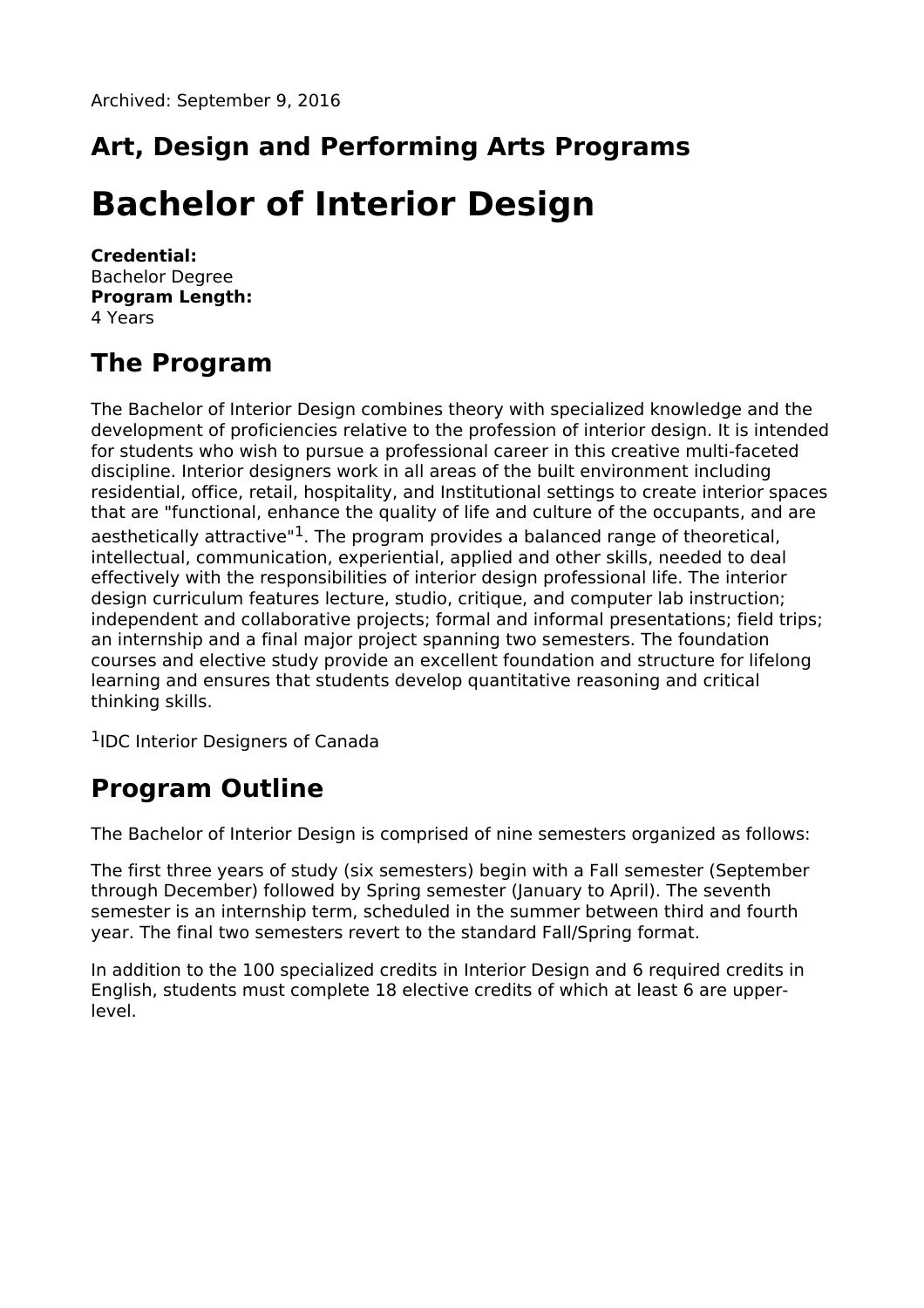Archived: September 9, 2016

## Art, Design and Performing Arts Programs

# Bachelor of Interior Design

**Credential:**
Bachelor Degree
**Program Length:**
4 Years

## The Program

The Bachelor of Interior Design combines theory with specialized knowledge and the development of proficiencies relative to the profession of interior design. It is intended for students who wish to pursue a professional career in this creative multi-faceted discipline. Interior designers work in all areas of the built environment including residential, office, retail, hospitality, and Institutional settings to create interior spaces that are "functional, enhance the quality of life and culture of the occupants, and are aesthetically attractive"[1]. The program provides a balanced range of theoretical, intellectual, communication, experiential, applied and other skills, needed to deal effectively with the responsibilities of interior design professional life. The interior design curriculum features lecture, studio, critique, and computer lab instruction; independent and collaborative projects; formal and informal presentations; field trips; an internship and a final major project spanning two semesters. The foundation courses and elective study provide an excellent foundation and structure for lifelong learning and ensures that students develop quantitative reasoning and critical thinking skills.

[1]IDC Interior Designers of Canada

## Program Outline

The Bachelor of Interior Design is comprised of nine semesters organized as follows:

The first three years of study (six semesters) begin with a Fall semester (September through December) followed by Spring semester (January to April). The seventh semester is an internship term, scheduled in the summer between third and fourth year. The final two semesters revert to the standard Fall/Spring format.

In addition to the 100 specialized credits in Interior Design and 6 required credits in English, students must complete 18 elective credits of which at least 6 are upper-level.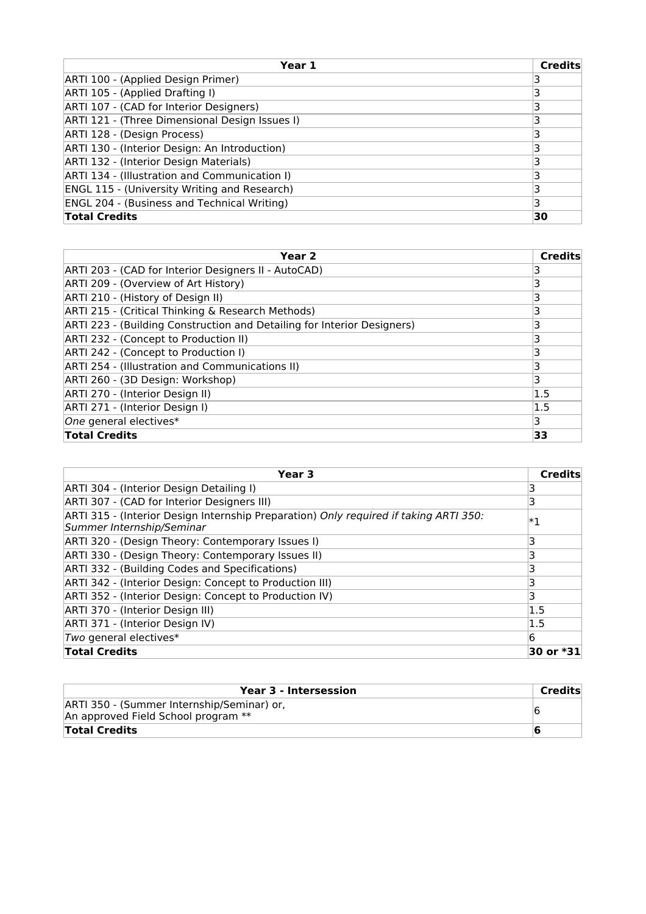| **Year 1** | **Credits** |
|---|---|
| ARTI 100 - (Applied Design Primer) | 3 |
| ARTI 105 - (Applied Drafting I) | 3 |
| ARTI 107 - (CAD for Interior Designers) | 3 |
| ARTI 121 - (Three Dimensional Design Issues I) | 3 |
| ARTI 128 - (Design Process) | 3 |
| ARTI 130 - (Interior Design: An Introduction) | 3 |
| ARTI 132 - (Interior Design Materials) | 3 |
| ARTI 134 - (Illustration and Communication I) | 3 |
| ENGL 115 - (University Writing and Research) | 3 |
| ENGL 204 - (Business and Technical Writing) | 3 |
| **Total Credits** | **30** |

| **Year 2** | **Credits** |
|---|---|
| ARTI 203 - (CAD for Interior Designers II - AutoCAD) | 3 |
| ARTI 209 - (Overview of Art History) | 3 |
| ARTI 210 - (History of Design II) | 3 |
| ARTI 215 - (Critical Thinking & Research Methods) | 3 |
| ARTI 223 - (Building Construction and Detailing for Interior Designers) | 3 |
| ARTI 232 - (Concept to Production II) | 3 |
| ARTI 242 - (Concept to Production I) | 3 |
| ARTI 254 - (Illustration and Communications II) | 3 |
| ARTI 260 - (3D Design: Workshop) | 3 |
| ARTI 270 - (Interior Design II) | 1.5 |
| ARTI 271 - (Interior Design I) | 1.5 |
| *One* general electives* | 3 |
| **Total Credits** | **33** |

| **Year 3** | **Credits** |
|---|---|
| ARTI 304 - (Interior Design Detailing I) | 3 |
| ARTI 307 - (CAD for Interior Designers III) | 3 |
| ARTI 315 - (Interior Design Internship Preparation) *Only required if taking ARTI 350: Summer Internship/Seminar* | *1 |
| ARTI 320 - (Design Theory: Contemporary Issues I) | 3 |
| ARTI 330 - (Design Theory: Contemporary Issues II) | 3 |
| ARTI 332 - (Building Codes and Specifications) | 3 |
| ARTI 342 - (Interior Design: Concept to Production III) | 3 |
| ARTI 352 - (Interior Design: Concept to Production IV) | 3 |
| ARTI 370 - (Interior Design III) | 1.5 |
| ARTI 371 - (Interior Design IV) | 1.5 |
| *Two* general electives* | 6 |
| **Total Credits** | **30 or *31** |

| **Year 3 - Intersession** | **Credits** |
|---|---|
| ARTI 350 - (Summer Internship/Seminar) or, An approved Field School program ** | 6 |
| **Total Credits** | **6** |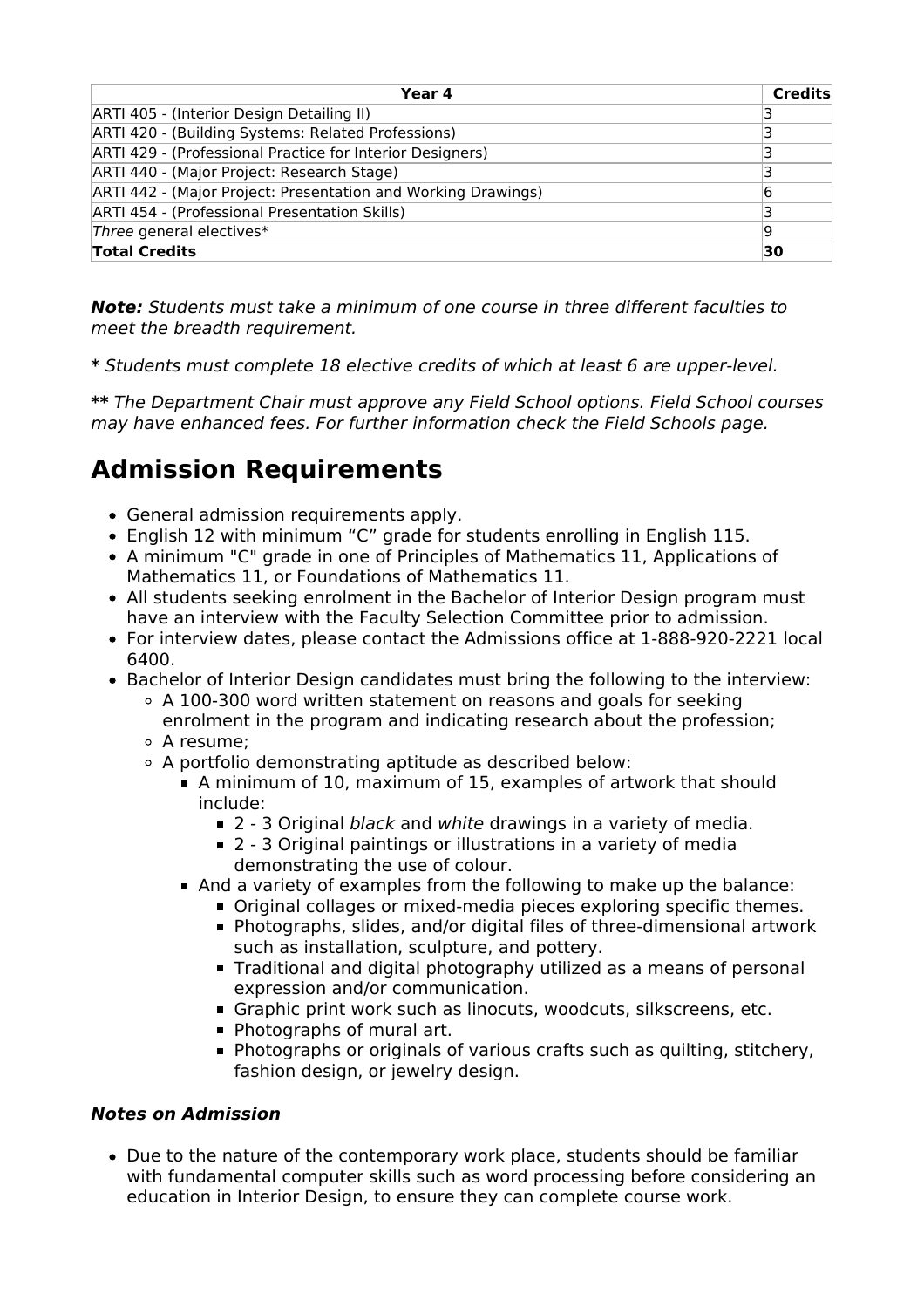| Year 4 | Credits |
|---|---|
| ARTI 405 - (Interior Design Detailing II) | 3 |
| ARTI 420 - (Building Systems: Related Professions) | 3 |
| ARTI 429 - (Professional Practice for Interior Designers) | 3 |
| ARTI 440 - (Major Project: Research Stage) | 3 |
| ARTI 442 - (Major Project: Presentation and Working Drawings) | 6 |
| ARTI 454 - (Professional Presentation Skills) | 3 |
| *Three* general electives* | 9 |
| **Total Credits** | **30** |

***Note:*** *Students must take a minimum of one course in three different faculties to meet the breadth requirement.*

**\*** *Students must complete 18 elective credits of which at least 6 are upper-level.*

**\*\*** *The Department Chair must approve any Field School options. Field School courses may have enhanced fees. For further information check the Field Schools page.*

## Admission Requirements

- General admission requirements apply.
- English 12 with minimum "C" grade for students enrolling in English 115.
- A minimum "C" grade in one of Principles of Mathematics 11, Applications of Mathematics 11, or Foundations of Mathematics 11.
- All students seeking enrolment in the Bachelor of Interior Design program must have an interview with the Faculty Selection Committee prior to admission.
- For interview dates, please contact the Admissions office at 1-888-920-2221 local 6400.
- Bachelor of Interior Design candidates must bring the following to the interview:
  - A 100-300 word written statement on reasons and goals for seeking enrolment in the program and indicating research about the profession;
  - A resume;
  - A portfolio demonstrating aptitude as described below:
    - A minimum of 10, maximum of 15, examples of artwork that should include:
      - 2 - 3 Original *black* and *white* drawings in a variety of media.
      - 2 - 3 Original paintings or illustrations in a variety of media demonstrating the use of colour.
    - And a variety of examples from the following to make up the balance:
      - Original collages or mixed-media pieces exploring specific themes.
      - Photographs, slides, and/or digital files of three-dimensional artwork such as installation, sculpture, and pottery.
      - Traditional and digital photography utilized as a means of personal expression and/or communication.
      - Graphic print work such as linocuts, woodcuts, silkscreens, etc.
      - Photographs of mural art.
      - Photographs or originals of various crafts such as quilting, stitchery, fashion design, or jewelry design.

#### *Notes on Admission*

- Due to the nature of the contemporary work place, students should be familiar with fundamental computer skills such as word processing before considering an education in Interior Design, to ensure they can complete course work.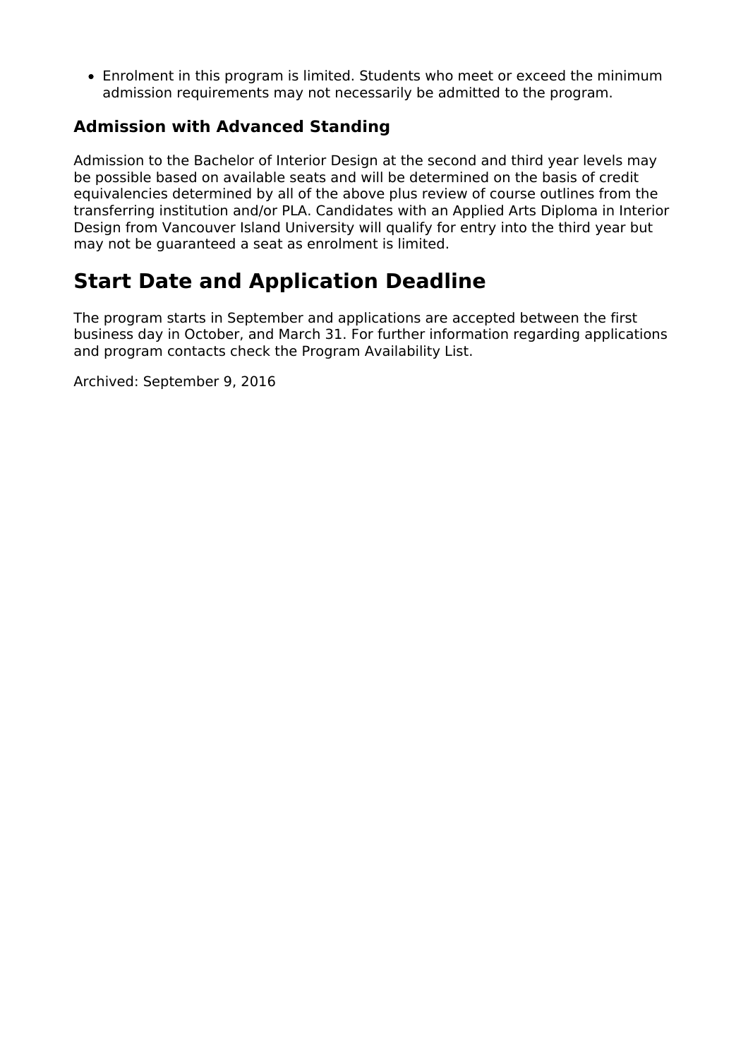- Enrolment in this program is limited. Students who meet or exceed the minimum admission requirements may not necessarily be admitted to the program.

### Admission with Advanced Standing

Admission to the Bachelor of Interior Design at the second and third year levels may be possible based on available seats and will be determined on the basis of credit equivalencies determined by all of the above plus review of course outlines from the transferring institution and/or PLA. Candidates with an Applied Arts Diploma in Interior Design from Vancouver Island University will qualify for entry into the third year but may not be guaranteed a seat as enrolment is limited.

## Start Date and Application Deadline

The program starts in September and applications are accepted between the first business day in October, and March 31. For further information regarding applications and program contacts check the Program Availability List.

Archived: September 9, 2016